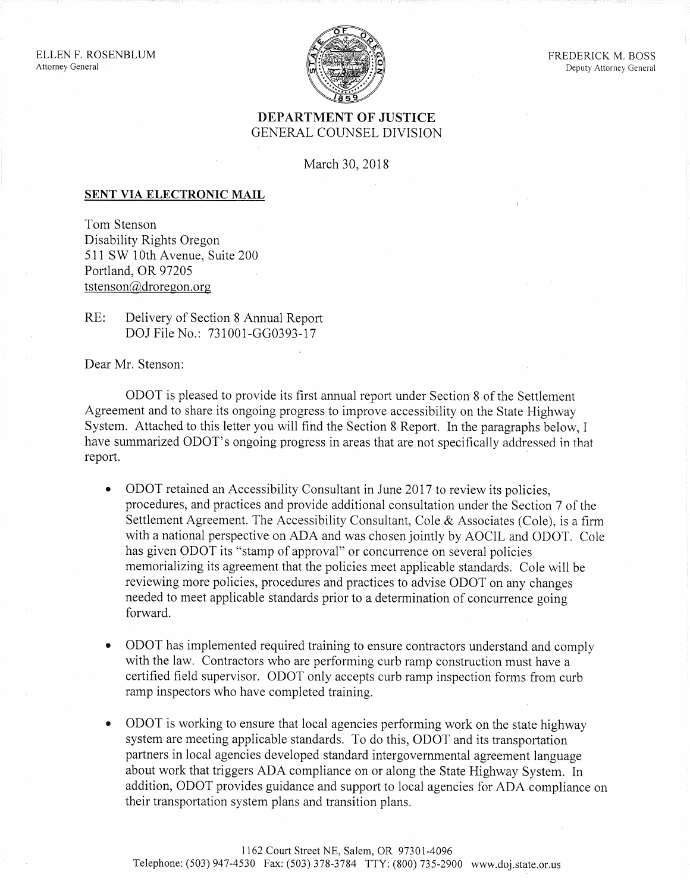ELLEN F. ROSENBLUM
Attorney General

FREDERICK M. BOSS
Deputy Attorney General

**DEPARTMENT OF JUSTICE**
GENERAL COUNSEL DIVISION

March 30, 2018

**SENT VIA ELECTRONIC MAIL**

Tom Stenson
Disability Rights Oregon
511 SW 10th Avenue, Suite 200
Portland, OR 97205
tstenson@droregon.org

RE: Delivery of Section 8 Annual Report
DOJ File No.: 731001-GG0393-17

Dear Mr. Stenson:

ODOT is pleased to provide its first annual report under Section 8 of the Settlement Agreement and to share its ongoing progress to improve accessibility on the State Highway System. Attached to this letter you will find the Section 8 Report. In the paragraphs below, I have summarized ODOT's ongoing progress in areas that are not specifically addressed in that report.

- ODOT retained an Accessibility Consultant in June 2017 to review its policies, procedures, and practices and provide additional consultation under the Section 7 of the Settlement Agreement. The Accessibility Consultant, Cole & Associates (Cole), is a firm with a national perspective on ADA and was chosen jointly by AOCIL and ODOT. Cole has given ODOT its "stamp of approval" or concurrence on several policies memorializing its agreement that the policies meet applicable standards. Cole will be reviewing more policies, procedures and practices to advise ODOT on any changes needed to meet applicable standards prior to a determination of concurrence going forward.

- ODOT has implemented required training to ensure contractors understand and comply with the law. Contractors who are performing curb ramp construction must have a certified field supervisor. ODOT only accepts curb ramp inspection forms from curb ramp inspectors who have completed training.

- ODOT is working to ensure that local agencies performing work on the state highway system are meeting applicable standards. To do this, ODOT and its transportation partners in local agencies developed standard intergovernmental agreement language about work that triggers ADA compliance on or along the State Highway System. In addition, ODOT provides guidance and support to local agencies for ADA compliance on their transportation system plans and transition plans.

1162 Court Street NE, Salem, OR 97301-4096
Telephone: (503) 947-4530 Fax: (503) 378-3784 TTY: (800) 735-2900 www.doj.state.or.us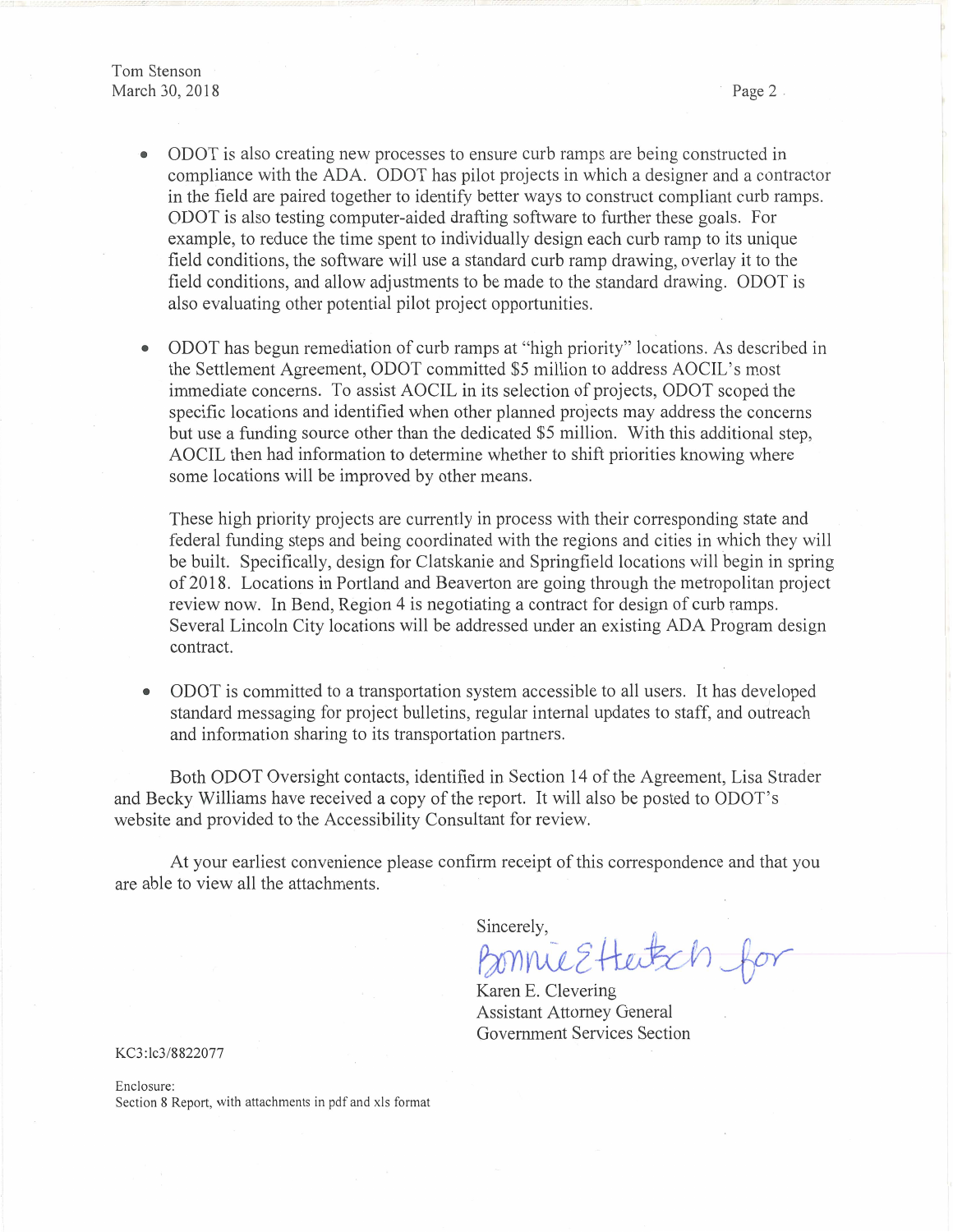- ODOT is also creating new processes to ensure curb ramps are being constructed in compliance with the ADA. ODOT has pilot projects in which a designer and a contractor in the field are paired together to identify better ways to construct compliant curb ramps. ODOT is also testing computer-aided drafting software to further these goals. For example, to reduce the time spent to individually design each curb ramp to its unique field conditions, the software will use a standard curb ramp drawing, overlay it to the field conditions, and allow adjustments to be made to the standard drawing. ODOT is also evaluating other potential pilot project opportunities.

- ODOT has begun remediation of curb ramps at "high priority" locations. As described in the Settlement Agreement, ODOT committed $5 million to address AOCIL's most immediate concerns. To assist AOCIL in its selection of projects, ODOT scoped the specific locations and identified when other planned projects may address the concerns but use a funding source other than the dedicated $5 million. With this additional step, AOCIL then had information to determine whether to shift priorities knowing where some locations will be improved by other means.

  These high priority projects are currently in process with their corresponding state and federal funding steps and being coordinated with the regions and cities in which they will be built. Specifically, design for Clatskanie and Springfield locations will begin in spring of 2018. Locations in Portland and Beaverton are going through the metropolitan project review now. In Bend, Region 4 is negotiating a contract for design of curb ramps. Several Lincoln City locations will be addressed under an existing ADA Program design contract.

- ODOT is committed to a transportation system accessible to all users. It has developed standard messaging for project bulletins, regular internal updates to staff, and outreach and information sharing to its transportation partners.

Both ODOT Oversight contacts, identified in Section 14 of the Agreement, Lisa Strader and Becky Williams have received a copy of the report. It will also be posted to ODOT's website and provided to the Accessibility Consultant for review.

At your earliest convenience please confirm receipt of this correspondence and that you are able to view all the attachments.

Sincerely,

Bonnie E Hatch for

Karen E. Clevering
Assistant Attorney General
Government Services Section

KC3:lc3/8822077

Enclosure:
Section 8 Report, with attachments in pdf and xls format